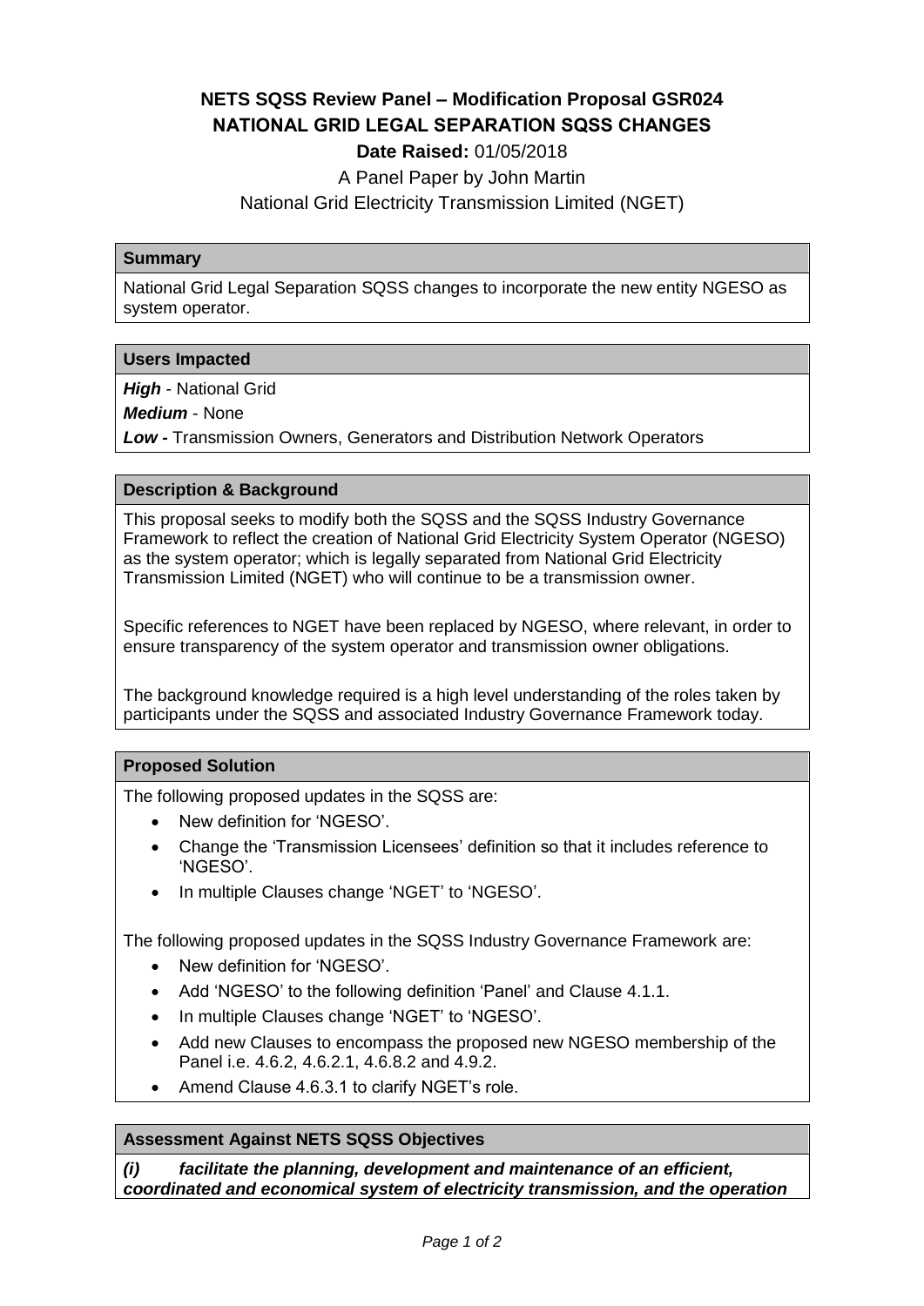# NETS SQSS Review Panel – Modification Proposal GSR024
# NATIONAL GRID LEGAL SEPARATION SQSS CHANGES

**Date Raised:** 01/05/2018

A Panel Paper by John Martin

National Grid Electricity Transmission Limited (NGET)

## Summary

National Grid Legal Separation SQSS changes to incorporate the new entity NGESO as system operator.

## Users Impacted

***High*** - National Grid

***Medium*** - None

***Low -*** Transmission Owners, Generators and Distribution Network Operators

## Description & Background

This proposal seeks to modify both the SQSS and the SQSS Industry Governance Framework to reflect the creation of National Grid Electricity System Operator (NGESO) as the system operator; which is legally separated from National Grid Electricity Transmission Limited (NGET) who will continue to be a transmission owner.

Specific references to NGET have been replaced by NGESO, where relevant, in order to ensure transparency of the system operator and transmission owner obligations.

The background knowledge required is a high level understanding of the roles taken by participants under the SQSS and associated Industry Governance Framework today.

## Proposed Solution

The following proposed updates in the SQSS are:

- New definition for 'NGESO'.
- Change the 'Transmission Licensees' definition so that it includes reference to 'NGESO'.
- In multiple Clauses change 'NGET' to 'NGESO'.

The following proposed updates in the SQSS Industry Governance Framework are:

- New definition for 'NGESO'.
- Add 'NGESO' to the following definition 'Panel' and Clause 4.1.1.
- In multiple Clauses change 'NGET' to 'NGESO'.
- Add new Clauses to encompass the proposed new NGESO membership of the Panel i.e. 4.6.2, 4.6.2.1, 4.6.8.2 and 4.9.2.
- Amend Clause 4.6.3.1 to clarify NGET's role.

## Assessment Against NETS SQSS Objectives

***(i) facilitate the planning, development and maintenance of an efficient, coordinated and economical system of electricity transmission, and the operation***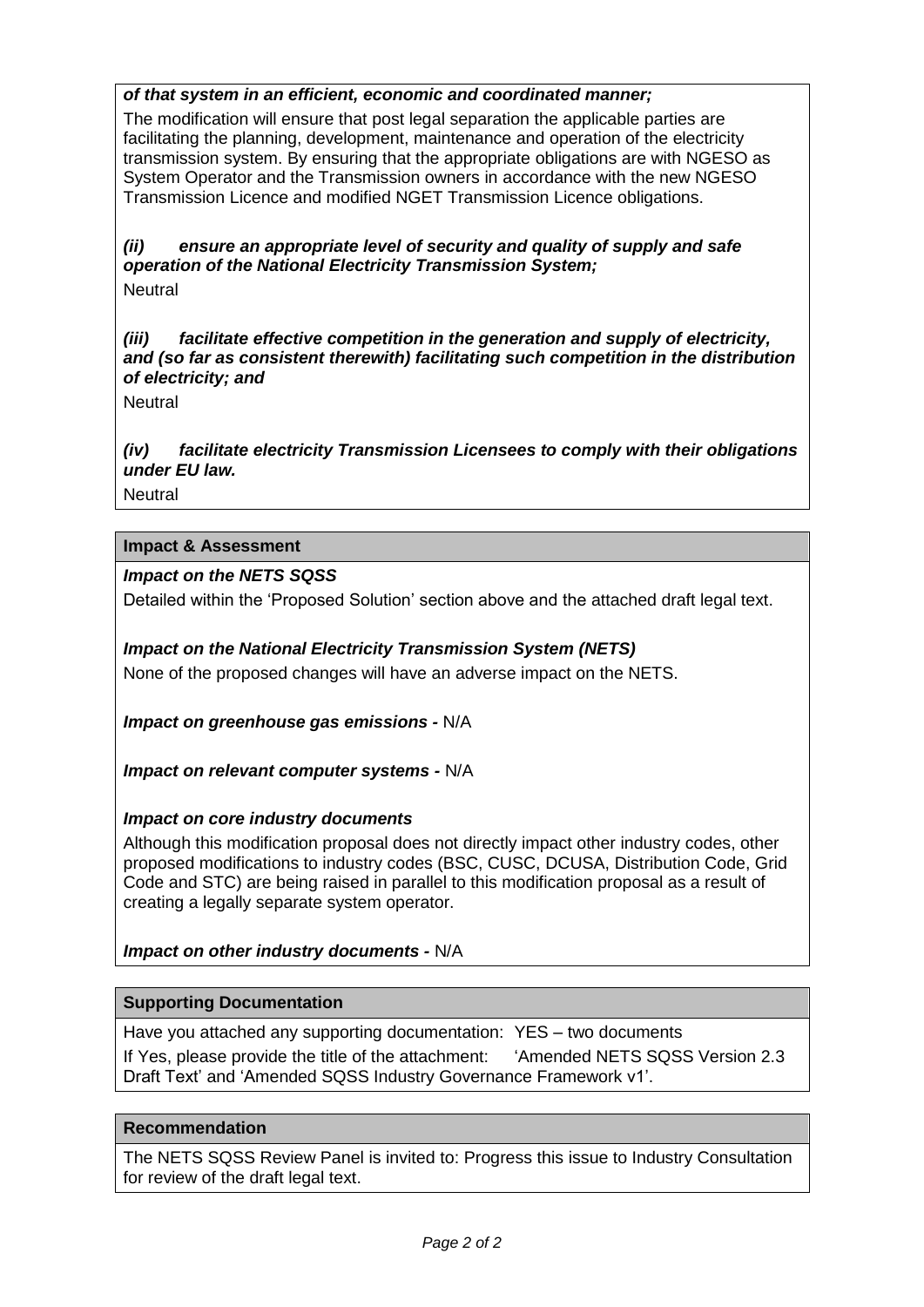***of that system in an efficient, economic and coordinated manner;***

The modification will ensure that post legal separation the applicable parties are facilitating the planning, development, maintenance and operation of the electricity transmission system. By ensuring that the appropriate obligations are with NGESO as System Operator and the Transmission owners in accordance with the new NGESO Transmission Licence and modified NGET Transmission Licence obligations.

***(ii) ensure an appropriate level of security and quality of supply and safe operation of the National Electricity Transmission System;***

Neutral

***(iii) facilitate effective competition in the generation and supply of electricity, and (so far as consistent therewith) facilitating such competition in the distribution of electricity; and***

Neutral

***(iv) facilitate electricity Transmission Licensees to comply with their obligations under EU law.***

Neutral

**Impact & Assessment**

***Impact on the NETS SQSS***

Detailed within the 'Proposed Solution' section above and the attached draft legal text.

***Impact on the National Electricity Transmission System (NETS)***

None of the proposed changes will have an adverse impact on the NETS.

***Impact on greenhouse gas emissions -*** N/A

***Impact on relevant computer systems -*** N/A

***Impact on core industry documents***

Although this modification proposal does not directly impact other industry codes, other proposed modifications to industry codes (BSC, CUSC, DCUSA, Distribution Code, Grid Code and STC) are being raised in parallel to this modification proposal as a result of creating a legally separate system operator.

***Impact on other industry documents -*** N/A

**Supporting Documentation**

Have you attached any supporting documentation: YES – two documents

If Yes, please provide the title of the attachment: 'Amended NETS SQSS Version 2.3 Draft Text' and 'Amended SQSS Industry Governance Framework v1'.

**Recommendation**

The NETS SQSS Review Panel is invited to: Progress this issue to Industry Consultation for review of the draft legal text.